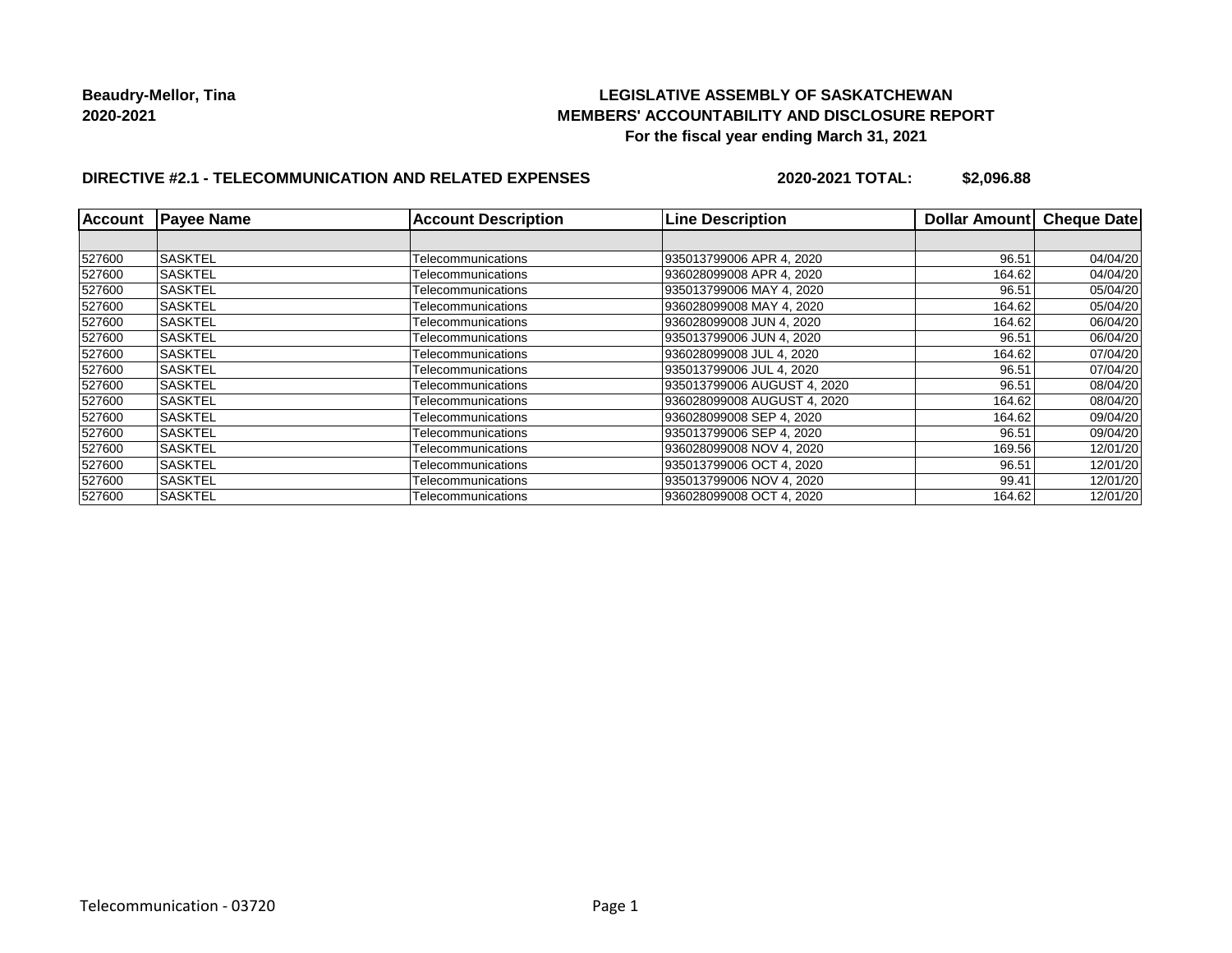**Beaudry-Mellor, Tina**
**2020-2021**

**LEGISLATIVE ASSEMBLY OF SASKATCHEWAN**
**MEMBERS' ACCOUNTABILITY AND DISCLOSURE REPORT**
**For the fiscal year ending March 31, 2021**

**DIRECTIVE #2.1 - TELECOMMUNICATION AND RELATED EXPENSES** **2020-2021 TOTAL: $2,096.88**

| Account | Payee Name | Account Description | Line Description | Dollar Amount | Cheque Date |
|---|---|---|---|---|---|
| | | | | | |
| 527600 | SASKTEL | Telecommunications | 935013799006 APR 4, 2020 | 96.51 | 04/04/20 |
| 527600 | SASKTEL | Telecommunications | 936028099008 APR 4, 2020 | 164.62 | 04/04/20 |
| 527600 | SASKTEL | Telecommunications | 935013799006 MAY 4, 2020 | 96.51 | 05/04/20 |
| 527600 | SASKTEL | Telecommunications | 936028099008 MAY 4, 2020 | 164.62 | 05/04/20 |
| 527600 | SASKTEL | Telecommunications | 936028099008 JUN 4, 2020 | 164.62 | 06/04/20 |
| 527600 | SASKTEL | Telecommunications | 935013799006 JUN 4, 2020 | 96.51 | 06/04/20 |
| 527600 | SASKTEL | Telecommunications | 936028099008 JUL 4, 2020 | 164.62 | 07/04/20 |
| 527600 | SASKTEL | Telecommunications | 935013799006 JUL 4, 2020 | 96.51 | 07/04/20 |
| 527600 | SASKTEL | Telecommunications | 935013799006 AUGUST 4, 2020 | 96.51 | 08/04/20 |
| 527600 | SASKTEL | Telecommunications | 936028099008 AUGUST 4, 2020 | 164.62 | 08/04/20 |
| 527600 | SASKTEL | Telecommunications | 936028099008 SEP 4, 2020 | 164.62 | 09/04/20 |
| 527600 | SASKTEL | Telecommunications | 935013799006 SEP 4, 2020 | 96.51 | 09/04/20 |
| 527600 | SASKTEL | Telecommunications | 936028099008 NOV 4, 2020 | 169.56 | 12/01/20 |
| 527600 | SASKTEL | Telecommunications | 935013799006 OCT 4, 2020 | 96.51 | 12/01/20 |
| 527600 | SASKTEL | Telecommunications | 935013799006 NOV 4, 2020 | 99.41 | 12/01/20 |
| 527600 | SASKTEL | Telecommunications | 936028099008 OCT 4, 2020 | 164.62 | 12/01/20 |

Telecommunication - 03720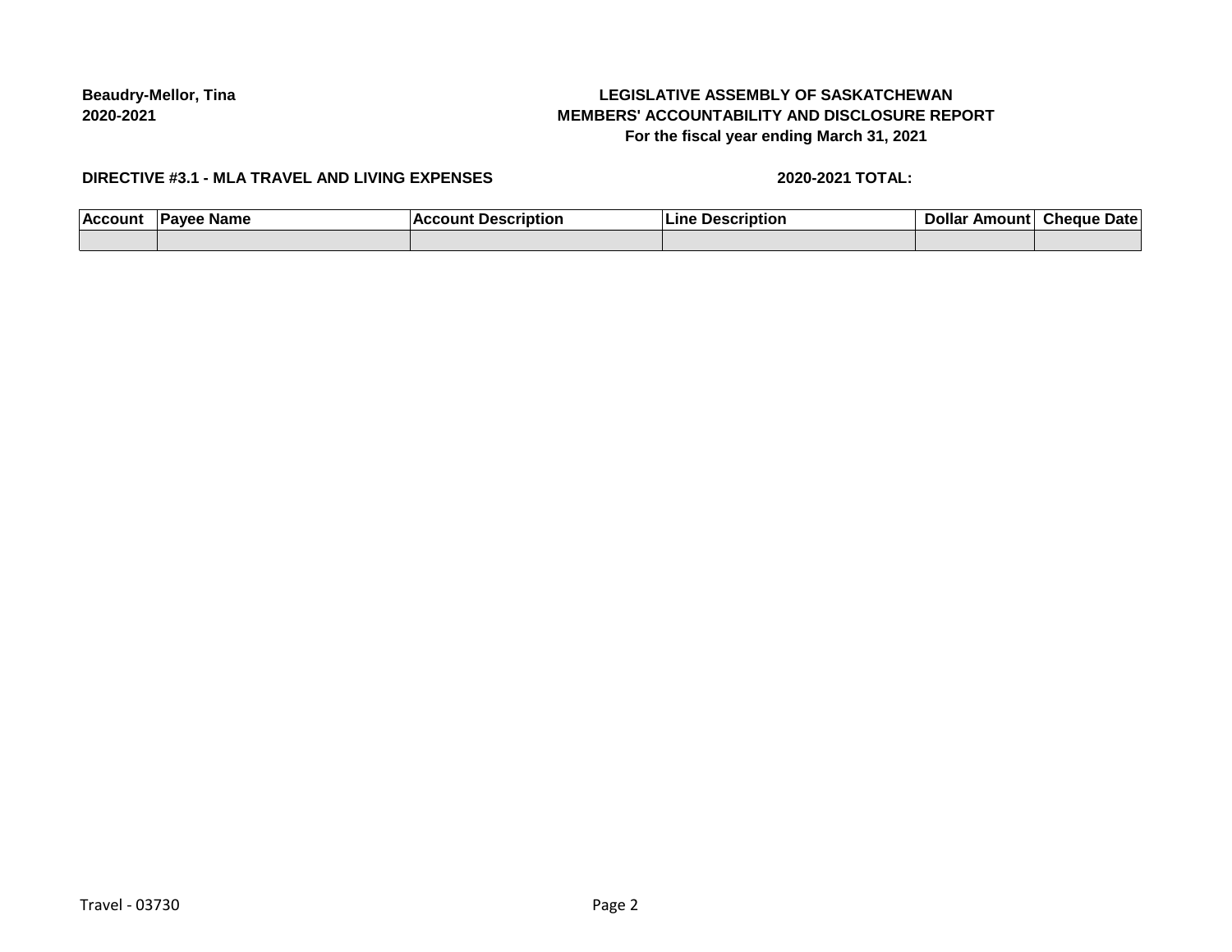**Beaudry-Mellor, Tina**
**2020-2021**

**LEGISLATIVE ASSEMBLY OF SASKATCHEWAN**
**MEMBERS' ACCOUNTABILITY AND DISCLOSURE REPORT**
**For the fiscal year ending March 31, 2021**

**DIRECTIVE #3.1 - MLA TRAVEL AND LIVING EXPENSES**

**2020-2021 TOTAL:**

| Account | Payee Name | Account Description | Line Description | Dollar Amount | Cheque Date |
|---|---|---|---|---|---|
| | | | | | |

Travel - 03730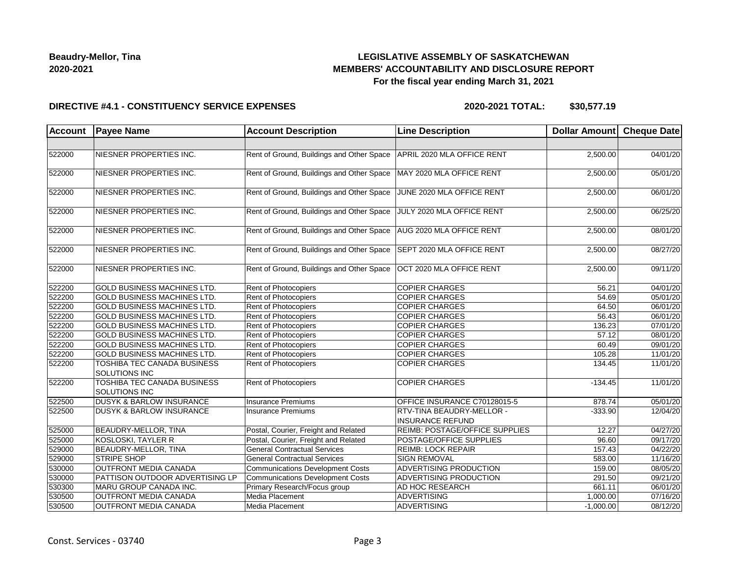**Beaudry-Mellor, Tina**
**2020-2021**

# LEGISLATIVE ASSEMBLY OF SASKATCHEWAN
## MEMBERS' ACCOUNTABILITY AND DISCLOSURE REPORT
### For the fiscal year ending March 31, 2021

**DIRECTIVE #4.1 - CONSTITUENCY SERVICE EXPENSES** **2020-2021 TOTAL: $30,577.19**

| Account | Payee Name | Account Description | Line Description | Dollar Amount | Cheque Date |
|---|---|---|---|---|---|
| | | | | | |
| 522000 | NIESNER PROPERTIES INC. | Rent of Ground, Buildings and Other Space | APRIL 2020 MLA OFFICE RENT | 2,500.00 | 04/01/20 |
| 522000 | NIESNER PROPERTIES INC. | Rent of Ground, Buildings and Other Space | MAY 2020 MLA OFFICE RENT | 2,500.00 | 05/01/20 |
| 522000 | NIESNER PROPERTIES INC. | Rent of Ground, Buildings and Other Space | JUNE 2020 MLA OFFICE RENT | 2,500.00 | 06/01/20 |
| 522000 | NIESNER PROPERTIES INC. | Rent of Ground, Buildings and Other Space | JULY 2020 MLA OFFICE RENT | 2,500.00 | 06/25/20 |
| 522000 | NIESNER PROPERTIES INC. | Rent of Ground, Buildings and Other Space | AUG 2020 MLA OFFICE RENT | 2,500.00 | 08/01/20 |
| 522000 | NIESNER PROPERTIES INC. | Rent of Ground, Buildings and Other Space | SEPT 2020 MLA OFFICE RENT | 2,500.00 | 08/27/20 |
| 522000 | NIESNER PROPERTIES INC. | Rent of Ground, Buildings and Other Space | OCT 2020 MLA OFFICE RENT | 2,500.00 | 09/11/20 |
| 522200 | GOLD BUSINESS MACHINES LTD. | Rent of Photocopiers | COPIER CHARGES | 56.21 | 04/01/20 |
| 522200 | GOLD BUSINESS MACHINES LTD. | Rent of Photocopiers | COPIER CHARGES | 54.69 | 05/01/20 |
| 522200 | GOLD BUSINESS MACHINES LTD. | Rent of Photocopiers | COPIER CHARGES | 64.50 | 06/01/20 |
| 522200 | GOLD BUSINESS MACHINES LTD. | Rent of Photocopiers | COPIER CHARGES | 56.43 | 06/01/20 |
| 522200 | GOLD BUSINESS MACHINES LTD. | Rent of Photocopiers | COPIER CHARGES | 136.23 | 07/01/20 |
| 522200 | GOLD BUSINESS MACHINES LTD. | Rent of Photocopiers | COPIER CHARGES | 57.12 | 08/01/20 |
| 522200 | GOLD BUSINESS MACHINES LTD. | Rent of Photocopiers | COPIER CHARGES | 60.49 | 09/01/20 |
| 522200 | GOLD BUSINESS MACHINES LTD. | Rent of Photocopiers | COPIER CHARGES | 105.28 | 11/01/20 |
| 522200 | TOSHIBA TEC CANADA BUSINESS SOLUTIONS INC | Rent of Photocopiers | COPIER CHARGES | 134.45 | 11/01/20 |
| 522200 | TOSHIBA TEC CANADA BUSINESS SOLUTIONS INC | Rent of Photocopiers | COPIER CHARGES | -134.45 | 11/01/20 |
| 522500 | DUSYK & BARLOW INSURANCE | Insurance Premiums | OFFICE INSURANCE C70128015-5 | 878.74 | 05/01/20 |
| 522500 | DUSYK & BARLOW INSURANCE | Insurance Premiums | RTV-TINA BEAUDRY-MELLOR - INSURANCE REFUND | -333.90 | 12/04/20 |
| 525000 | BEAUDRY-MELLOR, TINA | Postal, Courier, Freight and Related | REIMB: POSTAGE/OFFICE SUPPLIES | 12.27 | 04/27/20 |
| 525000 | KOSLOSKI, TAYLER R | Postal, Courier, Freight and Related | POSTAGE/OFFICE SUPPLIES | 96.60 | 09/17/20 |
| 529000 | BEAUDRY-MELLOR, TINA | General Contractual Services | REIMB: LOCK REPAIR | 157.43 | 04/22/20 |
| 529000 | STRIPE SHOP | General Contractual Services | SIGN REMOVAL | 583.00 | 11/16/20 |
| 530000 | OUTFRONT MEDIA CANADA | Communications Development Costs | ADVERTISING PRODUCTION | 159.00 | 08/05/20 |
| 530000 | PATTISON OUTDOOR ADVERTISING LP | Communications Development Costs | ADVERTISING PRODUCTION | 291.50 | 09/21/20 |
| 530300 | MARU GROUP CANADA INC. | Primary Research/Focus group | AD HOC RESEARCH | 661.11 | 06/01/20 |
| 530500 | OUTFRONT MEDIA CANADA | Media Placement | ADVERTISING | 1,000.00 | 07/16/20 |
| 530500 | OUTFRONT MEDIA CANADA | Media Placement | ADVERTISING | -1,000.00 | 08/12/20 |

Const. Services - 03740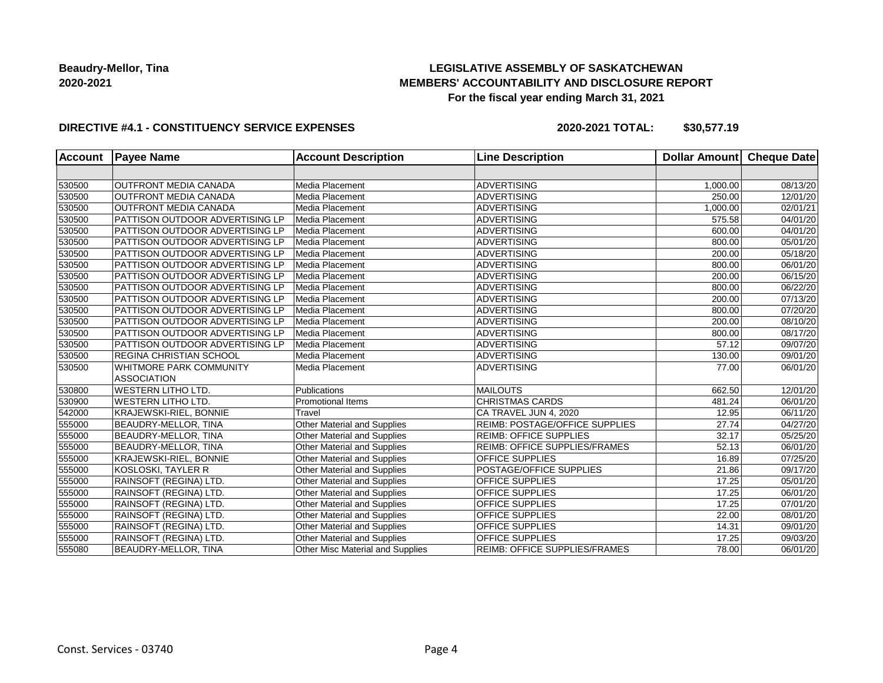**Beaudry-Mellor, Tina**
**2020-2021**

**LEGISLATIVE ASSEMBLY OF SASKATCHEWAN**
**MEMBERS' ACCOUNTABILITY AND DISCLOSURE REPORT**
**For the fiscal year ending March 31, 2021**

**DIRECTIVE #4.1 - CONSTITUENCY SERVICE EXPENSES** **2020-2021 TOTAL: $30,577.19**

| Account | Payee Name | Account Description | Line Description | Dollar Amount | Cheque Date |
|---|---|---|---|---|---|
| | | | | | |
| 530500 | OUTFRONT MEDIA CANADA | Media Placement | ADVERTISING | 1,000.00 | 08/13/20 |
| 530500 | OUTFRONT MEDIA CANADA | Media Placement | ADVERTISING | 250.00 | 12/01/20 |
| 530500 | OUTFRONT MEDIA CANADA | Media Placement | ADVERTISING | 1,000.00 | 02/01/21 |
| 530500 | PATTISON OUTDOOR ADVERTISING LP | Media Placement | ADVERTISING | 575.58 | 04/01/20 |
| 530500 | PATTISON OUTDOOR ADVERTISING LP | Media Placement | ADVERTISING | 600.00 | 04/01/20 |
| 530500 | PATTISON OUTDOOR ADVERTISING LP | Media Placement | ADVERTISING | 800.00 | 05/01/20 |
| 530500 | PATTISON OUTDOOR ADVERTISING LP | Media Placement | ADVERTISING | 200.00 | 05/18/20 |
| 530500 | PATTISON OUTDOOR ADVERTISING LP | Media Placement | ADVERTISING | 800.00 | 06/01/20 |
| 530500 | PATTISON OUTDOOR ADVERTISING LP | Media Placement | ADVERTISING | 200.00 | 06/15/20 |
| 530500 | PATTISON OUTDOOR ADVERTISING LP | Media Placement | ADVERTISING | 800.00 | 06/22/20 |
| 530500 | PATTISON OUTDOOR ADVERTISING LP | Media Placement | ADVERTISING | 200.00 | 07/13/20 |
| 530500 | PATTISON OUTDOOR ADVERTISING LP | Media Placement | ADVERTISING | 800.00 | 07/20/20 |
| 530500 | PATTISON OUTDOOR ADVERTISING LP | Media Placement | ADVERTISING | 200.00 | 08/10/20 |
| 530500 | PATTISON OUTDOOR ADVERTISING LP | Media Placement | ADVERTISING | 800.00 | 08/17/20 |
| 530500 | PATTISON OUTDOOR ADVERTISING LP | Media Placement | ADVERTISING | 57.12 | 09/07/20 |
| 530500 | REGINA CHRISTIAN SCHOOL | Media Placement | ADVERTISING | 130.00 | 09/01/20 |
| 530500 | WHITMORE PARK COMMUNITY ASSOCIATION | Media Placement | ADVERTISING | 77.00 | 06/01/20 |
| 530800 | WESTERN LITHO LTD. | Publications | MAILOUTS | 662.50 | 12/01/20 |
| 530900 | WESTERN LITHO LTD. | Promotional Items | CHRISTMAS CARDS | 481.24 | 06/01/20 |
| 542000 | KRAJEWSKI-RIEL, BONNIE | Travel | CA TRAVEL JUN 4, 2020 | 12.95 | 06/11/20 |
| 555000 | BEAUDRY-MELLOR, TINA | Other Material and Supplies | REIMB: POSTAGE/OFFICE SUPPLIES | 27.74 | 04/27/20 |
| 555000 | BEAUDRY-MELLOR, TINA | Other Material and Supplies | REIMB: OFFICE SUPPLIES | 32.17 | 05/25/20 |
| 555000 | BEAUDRY-MELLOR, TINA | Other Material and Supplies | REIMB: OFFICE SUPPLIES/FRAMES | 52.13 | 06/01/20 |
| 555000 | KRAJEWSKI-RIEL, BONNIE | Other Material and Supplies | OFFICE SUPPLIES | 16.89 | 07/25/20 |
| 555000 | KOSLOSKI, TAYLER R | Other Material and Supplies | POSTAGE/OFFICE SUPPLIES | 21.86 | 09/17/20 |
| 555000 | RAINSOFT (REGINA) LTD. | Other Material and Supplies | OFFICE SUPPLIES | 17.25 | 05/01/20 |
| 555000 | RAINSOFT (REGINA) LTD. | Other Material and Supplies | OFFICE SUPPLIES | 17.25 | 06/01/20 |
| 555000 | RAINSOFT (REGINA) LTD. | Other Material and Supplies | OFFICE SUPPLIES | 17.25 | 07/01/20 |
| 555000 | RAINSOFT (REGINA) LTD. | Other Material and Supplies | OFFICE SUPPLIES | 22.00 | 08/01/20 |
| 555000 | RAINSOFT (REGINA) LTD. | Other Material and Supplies | OFFICE SUPPLIES | 14.31 | 09/01/20 |
| 555000 | RAINSOFT (REGINA) LTD. | Other Material and Supplies | OFFICE SUPPLIES | 17.25 | 09/03/20 |
| 555080 | BEAUDRY-MELLOR, TINA | Other Misc Material and Supplies | REIMB: OFFICE SUPPLIES/FRAMES | 78.00 | 06/01/20 |

Const. Services - 03740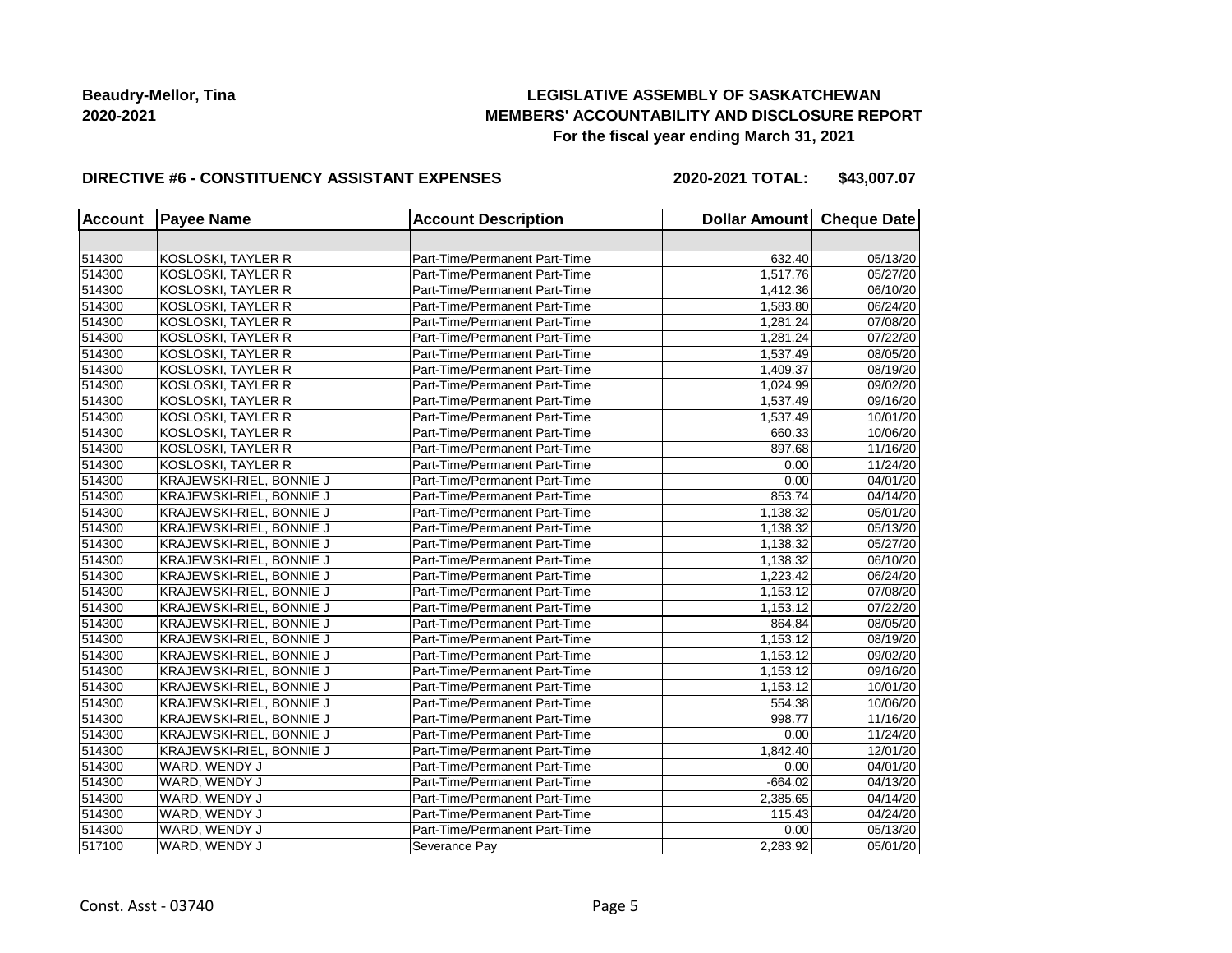**Beaudry-Mellor, Tina**
**2020-2021**

**LEGISLATIVE ASSEMBLY OF SASKATCHEWAN**
**MEMBERS' ACCOUNTABILITY AND DISCLOSURE REPORT**
**For the fiscal year ending March 31, 2021**

**DIRECTIVE #6 - CONSTITUENCY ASSISTANT EXPENSES** **2020-2021 TOTAL: $43,007.07**

| Account | Payee Name | Account Description | Dollar Amount | Cheque Date |
|---|---|---|---|---|
| | | | | |
| 514300 | KOSLOSKI, TAYLER R | Part-Time/Permanent Part-Time | 632.40 | 05/13/20 |
| 514300 | KOSLOSKI, TAYLER R | Part-Time/Permanent Part-Time | 1,517.76 | 05/27/20 |
| 514300 | KOSLOSKI, TAYLER R | Part-Time/Permanent Part-Time | 1,412.36 | 06/10/20 |
| 514300 | KOSLOSKI, TAYLER R | Part-Time/Permanent Part-Time | 1,583.80 | 06/24/20 |
| 514300 | KOSLOSKI, TAYLER R | Part-Time/Permanent Part-Time | 1,281.24 | 07/08/20 |
| 514300 | KOSLOSKI, TAYLER R | Part-Time/Permanent Part-Time | 1,281.24 | 07/22/20 |
| 514300 | KOSLOSKI, TAYLER R | Part-Time/Permanent Part-Time | 1,537.49 | 08/05/20 |
| 514300 | KOSLOSKI, TAYLER R | Part-Time/Permanent Part-Time | 1,409.37 | 08/19/20 |
| 514300 | KOSLOSKI, TAYLER R | Part-Time/Permanent Part-Time | 1,024.99 | 09/02/20 |
| 514300 | KOSLOSKI, TAYLER R | Part-Time/Permanent Part-Time | 1,537.49 | 09/16/20 |
| 514300 | KOSLOSKI, TAYLER R | Part-Time/Permanent Part-Time | 1,537.49 | 10/01/20 |
| 514300 | KOSLOSKI, TAYLER R | Part-Time/Permanent Part-Time | 660.33 | 10/06/20 |
| 514300 | KOSLOSKI, TAYLER R | Part-Time/Permanent Part-Time | 897.68 | 11/16/20 |
| 514300 | KOSLOSKI, TAYLER R | Part-Time/Permanent Part-Time | 0.00 | 11/24/20 |
| 514300 | KRAJEWSKI-RIEL, BONNIE J | Part-Time/Permanent Part-Time | 0.00 | 04/01/20 |
| 514300 | KRAJEWSKI-RIEL, BONNIE J | Part-Time/Permanent Part-Time | 853.74 | 04/14/20 |
| 514300 | KRAJEWSKI-RIEL, BONNIE J | Part-Time/Permanent Part-Time | 1,138.32 | 05/01/20 |
| 514300 | KRAJEWSKI-RIEL, BONNIE J | Part-Time/Permanent Part-Time | 1,138.32 | 05/13/20 |
| 514300 | KRAJEWSKI-RIEL, BONNIE J | Part-Time/Permanent Part-Time | 1,138.32 | 05/27/20 |
| 514300 | KRAJEWSKI-RIEL, BONNIE J | Part-Time/Permanent Part-Time | 1,138.32 | 06/10/20 |
| 514300 | KRAJEWSKI-RIEL, BONNIE J | Part-Time/Permanent Part-Time | 1,223.42 | 06/24/20 |
| 514300 | KRAJEWSKI-RIEL, BONNIE J | Part-Time/Permanent Part-Time | 1,153.12 | 07/08/20 |
| 514300 | KRAJEWSKI-RIEL, BONNIE J | Part-Time/Permanent Part-Time | 1,153.12 | 07/22/20 |
| 514300 | KRAJEWSKI-RIEL, BONNIE J | Part-Time/Permanent Part-Time | 864.84 | 08/05/20 |
| 514300 | KRAJEWSKI-RIEL, BONNIE J | Part-Time/Permanent Part-Time | 1,153.12 | 08/19/20 |
| 514300 | KRAJEWSKI-RIEL, BONNIE J | Part-Time/Permanent Part-Time | 1,153.12 | 09/02/20 |
| 514300 | KRAJEWSKI-RIEL, BONNIE J | Part-Time/Permanent Part-Time | 1,153.12 | 09/16/20 |
| 514300 | KRAJEWSKI-RIEL, BONNIE J | Part-Time/Permanent Part-Time | 1,153.12 | 10/01/20 |
| 514300 | KRAJEWSKI-RIEL, BONNIE J | Part-Time/Permanent Part-Time | 554.38 | 10/06/20 |
| 514300 | KRAJEWSKI-RIEL, BONNIE J | Part-Time/Permanent Part-Time | 998.77 | 11/16/20 |
| 514300 | KRAJEWSKI-RIEL, BONNIE J | Part-Time/Permanent Part-Time | 0.00 | 11/24/20 |
| 514300 | KRAJEWSKI-RIEL, BONNIE J | Part-Time/Permanent Part-Time | 1,842.40 | 12/01/20 |
| 514300 | WARD, WENDY J | Part-Time/Permanent Part-Time | 0.00 | 04/01/20 |
| 514300 | WARD, WENDY J | Part-Time/Permanent Part-Time | -664.02 | 04/13/20 |
| 514300 | WARD, WENDY J | Part-Time/Permanent Part-Time | 2,385.65 | 04/14/20 |
| 514300 | WARD, WENDY J | Part-Time/Permanent Part-Time | 115.43 | 04/24/20 |
| 514300 | WARD, WENDY J | Part-Time/Permanent Part-Time | 0.00 | 05/13/20 |
| 517100 | WARD, WENDY J | Severance Pay | 2,283.92 | 05/01/20 |

Const. Asst - 03740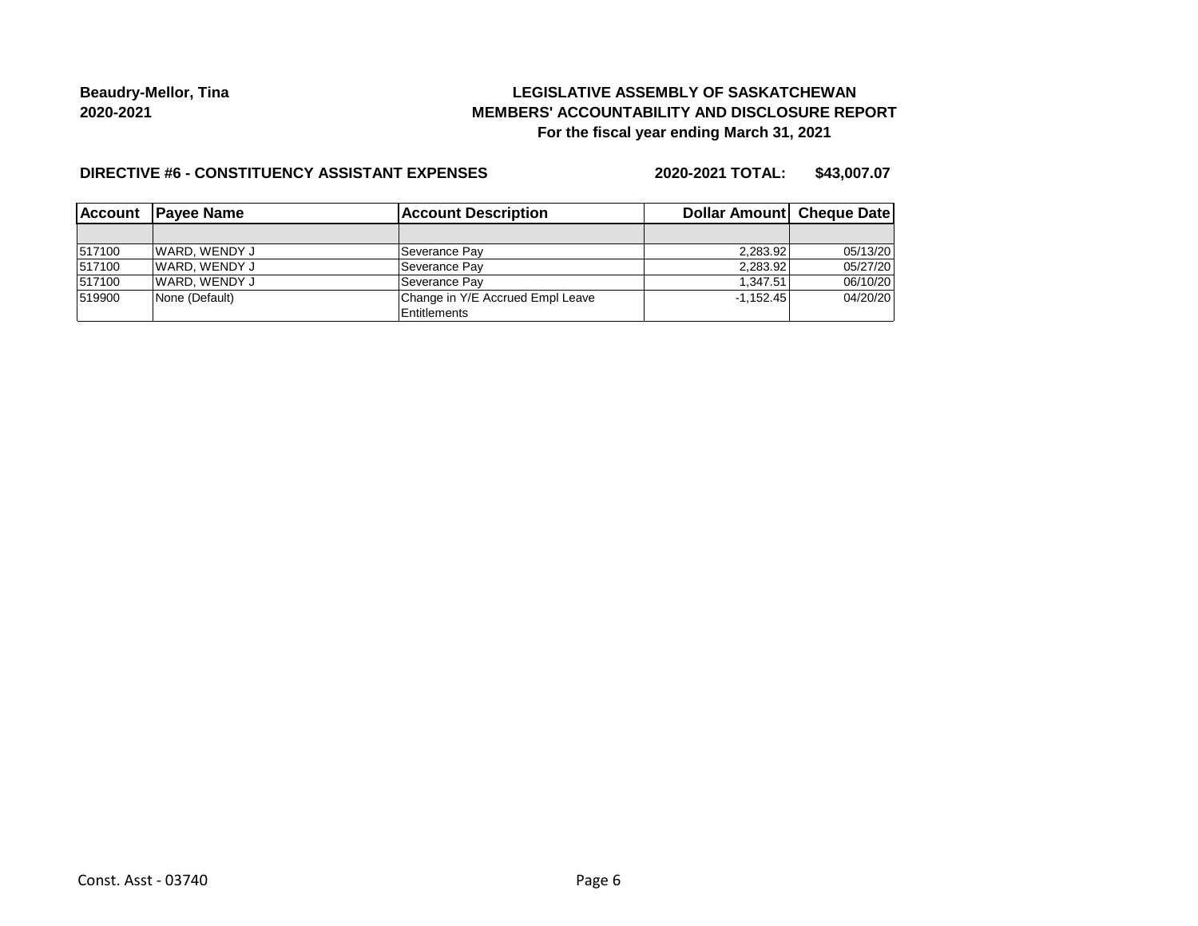**Beaudry-Mellor, Tina**
**2020-2021**

**LEGISLATIVE ASSEMBLY OF SASKATCHEWAN**
**MEMBERS' ACCOUNTABILITY AND DISCLOSURE REPORT**
**For the fiscal year ending March 31, 2021**

**DIRECTIVE #6 - CONSTITUENCY ASSISTANT EXPENSES** **2020-2021 TOTAL: $43,007.07**

| Account | Payee Name | Account Description | Dollar Amount | Cheque Date |
|---|---|---|---|---|
| | | | | |
| 517100 | WARD, WENDY J | Severance Pay | 2,283.92 | 05/13/20 |
| 517100 | WARD, WENDY J | Severance Pay | 2,283.92 | 05/27/20 |
| 517100 | WARD, WENDY J | Severance Pay | 1,347.51 | 06/10/20 |
| 519900 | None (Default) | Change in Y/E Accrued Empl Leave Entitlements | -1,152.45 | 04/20/20 |

Const. Asst - 03740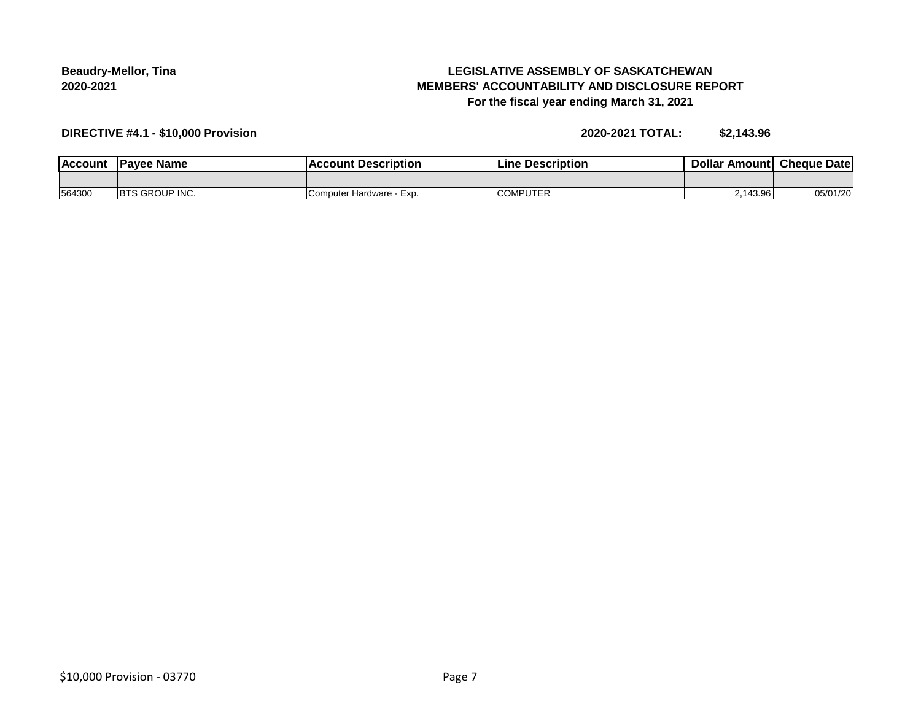**Beaudry-Mellor, Tina**
**2020-2021**

**LEGISLATIVE ASSEMBLY OF SASKATCHEWAN**
**MEMBERS' ACCOUNTABILITY AND DISCLOSURE REPORT**
**For the fiscal year ending March 31, 2021**

**DIRECTIVE #4.1 - $10,000 Provision** **2020-2021 TOTAL: $2,143.96**

| Account | Payee Name | Account Description | Line Description | Dollar Amount | Cheque Date |
|---|---|---|---|---|---|
| | | | | | |
| 564300 | BTS GROUP INC. | Computer Hardware - Exp. | COMPUTER | 2,143.96 | 05/01/20 |

$10,000 Provision - 03770